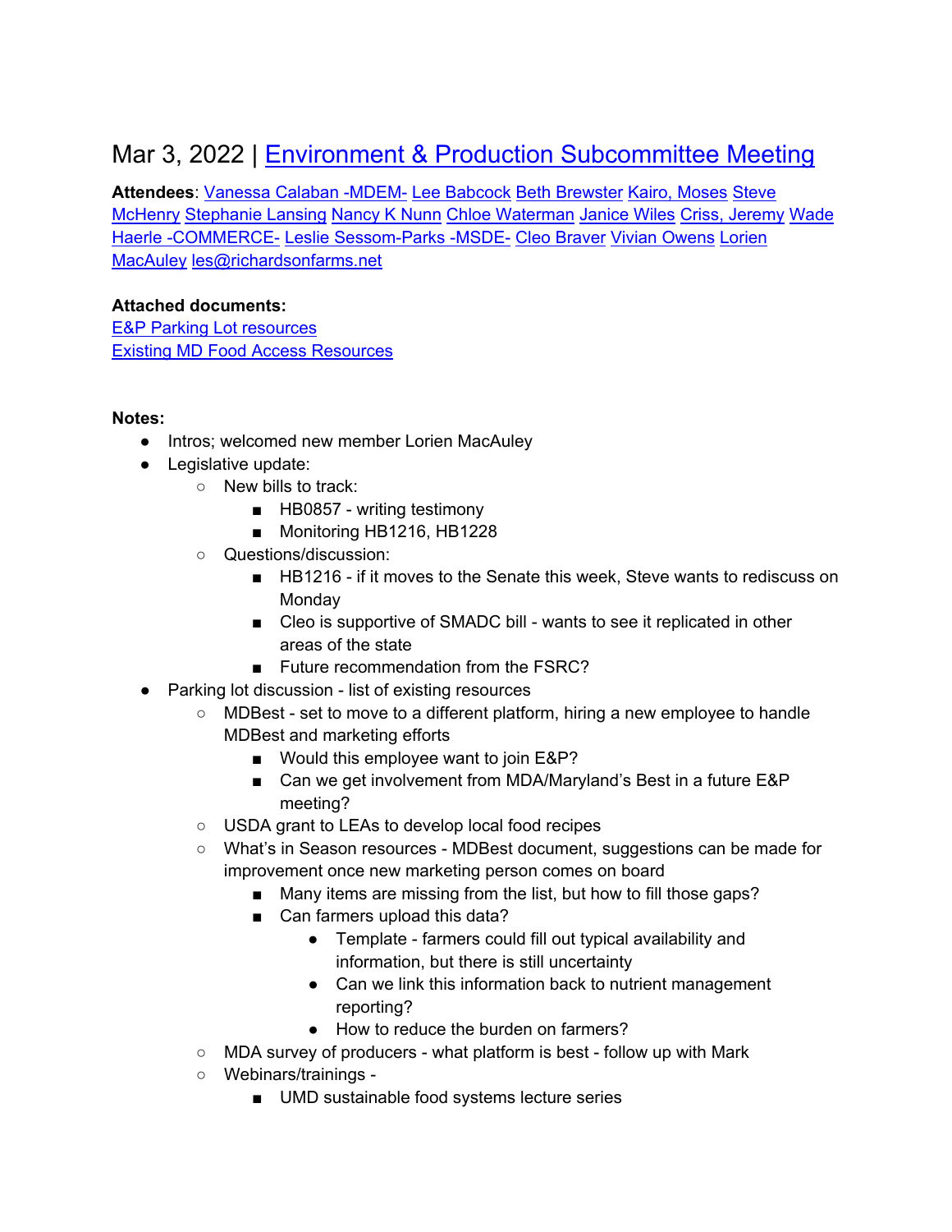# Mar 3, 2022 | Environment & Production Subcommittee Meeting

**Attendees**: Vanessa Calaban -MDEM- Lee Babcock Beth Brewster Kairo, Moses Steve McHenry Stephanie Lansing Nancy K Nunn Chloe Waterman Janice Wiles Criss, Jeremy Wade Haerle -COMMERCE- Leslie Sessom-Parks -MSDE- Cleo Braver Vivian Owens Lorien MacAuley les@richardsonfarms.net

**Attached documents:**
E&P Parking Lot resources
Existing MD Food Access Resources

**Notes:**

- Intros; welcomed new member Lorien MacAuley
- Legislative update:
  - New bills to track:
    - HB0857 - writing testimony
    - Monitoring HB1216, HB1228
  - Questions/discussion:
    - HB1216 - if it moves to the Senate this week, Steve wants to rediscuss on Monday
    - Cleo is supportive of SMADC bill - wants to see it replicated in other areas of the state
    - Future recommendation from the FSRC?
- Parking lot discussion - list of existing resources
  - MDBest - set to move to a different platform, hiring a new employee to handle MDBest and marketing efforts
    - Would this employee want to join E&P?
    - Can we get involvement from MDA/Maryland's Best in a future E&P meeting?
  - USDA grant to LEAs to develop local food recipes
  - What's in Season resources - MDBest document, suggestions can be made for improvement once new marketing person comes on board
    - Many items are missing from the list, but how to fill those gaps?
    - Can farmers upload this data?
      - Template - farmers could fill out typical availability and information, but there is still uncertainty
      - Can we link this information back to nutrient management reporting?
      - How to reduce the burden on farmers?
  - MDA survey of producers - what platform is best - follow up with Mark
  - Webinars/trainings -
    - UMD sustainable food systems lecture series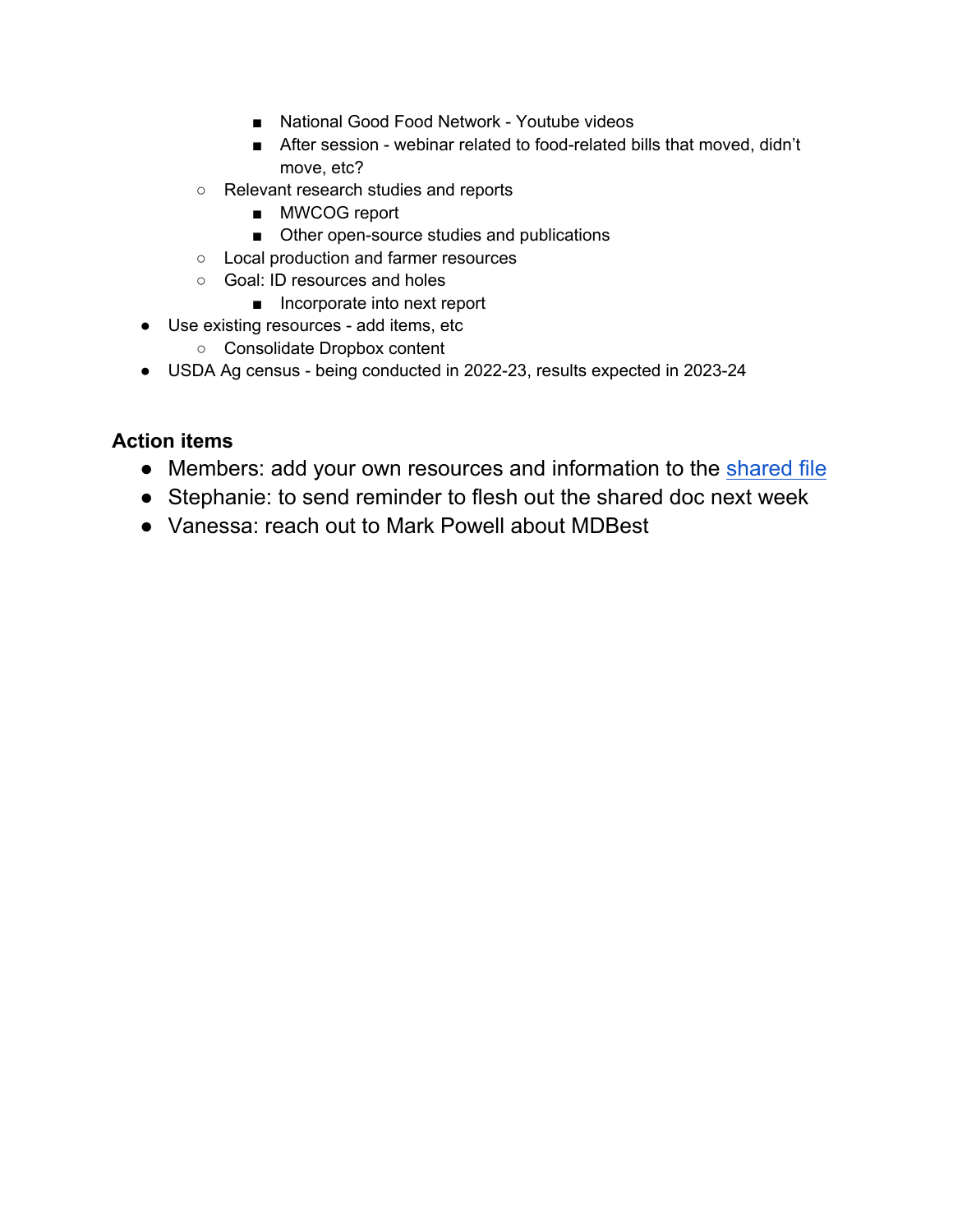- National Good Food Network - Youtube videos
        - After session - webinar related to food-related bills that moved, didn't move, etc?
    - Relevant research studies and reports
        - MWCOG report
        - Other open-source studies and publications
    - Local production and farmer resources
    - Goal: ID resources and holes
        - Incorporate into next report
- Use existing resources - add items, etc
    - Consolidate Dropbox content
- USDA Ag census - being conducted in 2022-23, results expected in 2023-24

### Action items

- Members: add your own resources and information to the shared file
- Stephanie: to send reminder to flesh out the shared doc next week
- Vanessa: reach out to Mark Powell about MDBest